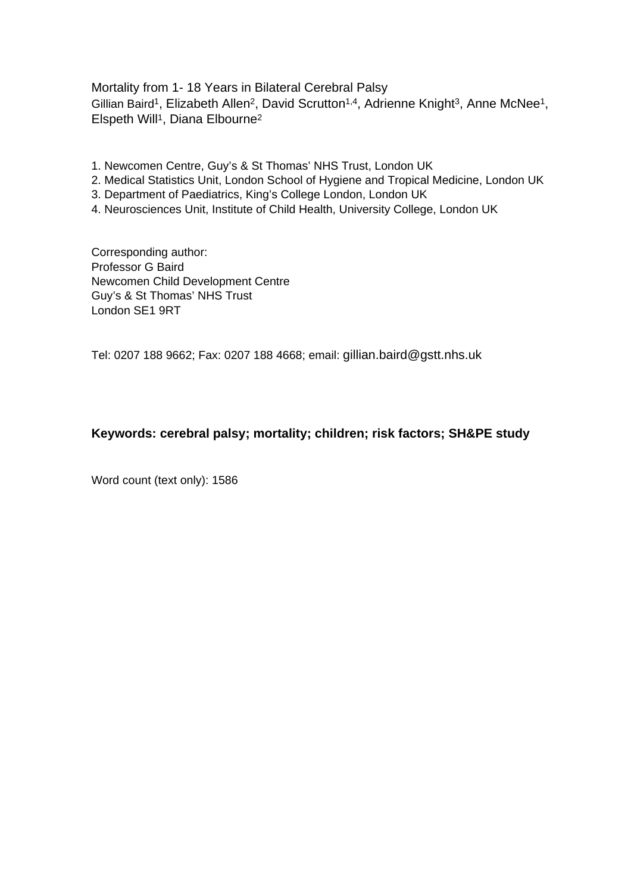# Mortality from 1- 18 Years in Bilateral Cerebral Palsy

Gillian Baird[1], Elizabeth Allen[2], David Scrutton[1,4], Adrienne Knight[3], Anne McNee[1], Elspeth Will[1], Diana Elbourne[2]

1. Newcomen Centre, Guy's & St Thomas' NHS Trust, London UK
2. Medical Statistics Unit, London School of Hygiene and Tropical Medicine, London UK
3. Department of Paediatrics, King's College London, London UK
4. Neurosciences Unit, Institute of Child Health, University College, London UK

Corresponding author:
Professor G Baird
Newcomen Child Development Centre
Guy's & St Thomas' NHS Trust
London SE1 9RT

Tel: 0207 188 9662; Fax: 0207 188 4668; email: gillian.baird@gstt.nhs.uk

**Keywords: cerebral palsy; mortality; children; risk factors; SH&PE study**

Word count (text only): 1586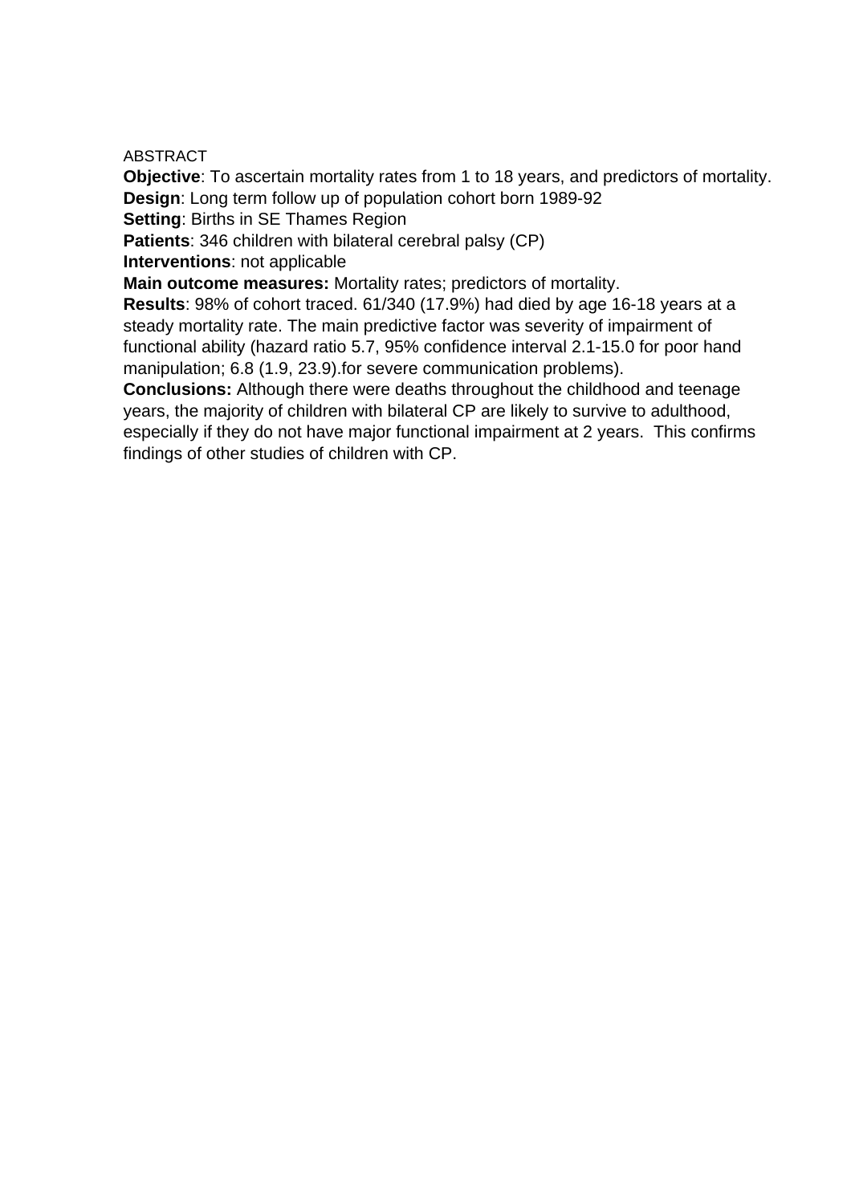ABSTRACT

**Objective**: To ascertain mortality rates from 1 to 18 years, and predictors of mortality.

**Design**: Long term follow up of population cohort born 1989-92

**Setting**: Births in SE Thames Region

**Patients**: 346 children with bilateral cerebral palsy (CP)

**Interventions**: not applicable

**Main outcome measures:** Mortality rates; predictors of mortality.

**Results**: 98% of cohort traced. 61/340 (17.9%) had died by age 16-18 years at a steady mortality rate. The main predictive factor was severity of impairment of functional ability (hazard ratio 5.7, 95% confidence interval 2.1-15.0 for poor hand manipulation; 6.8 (1.9, 23.9).for severe communication problems).

**Conclusions:** Although there were deaths throughout the childhood and teenage years, the majority of children with bilateral CP are likely to survive to adulthood, especially if they do not have major functional impairment at 2 years. This confirms findings of other studies of children with CP.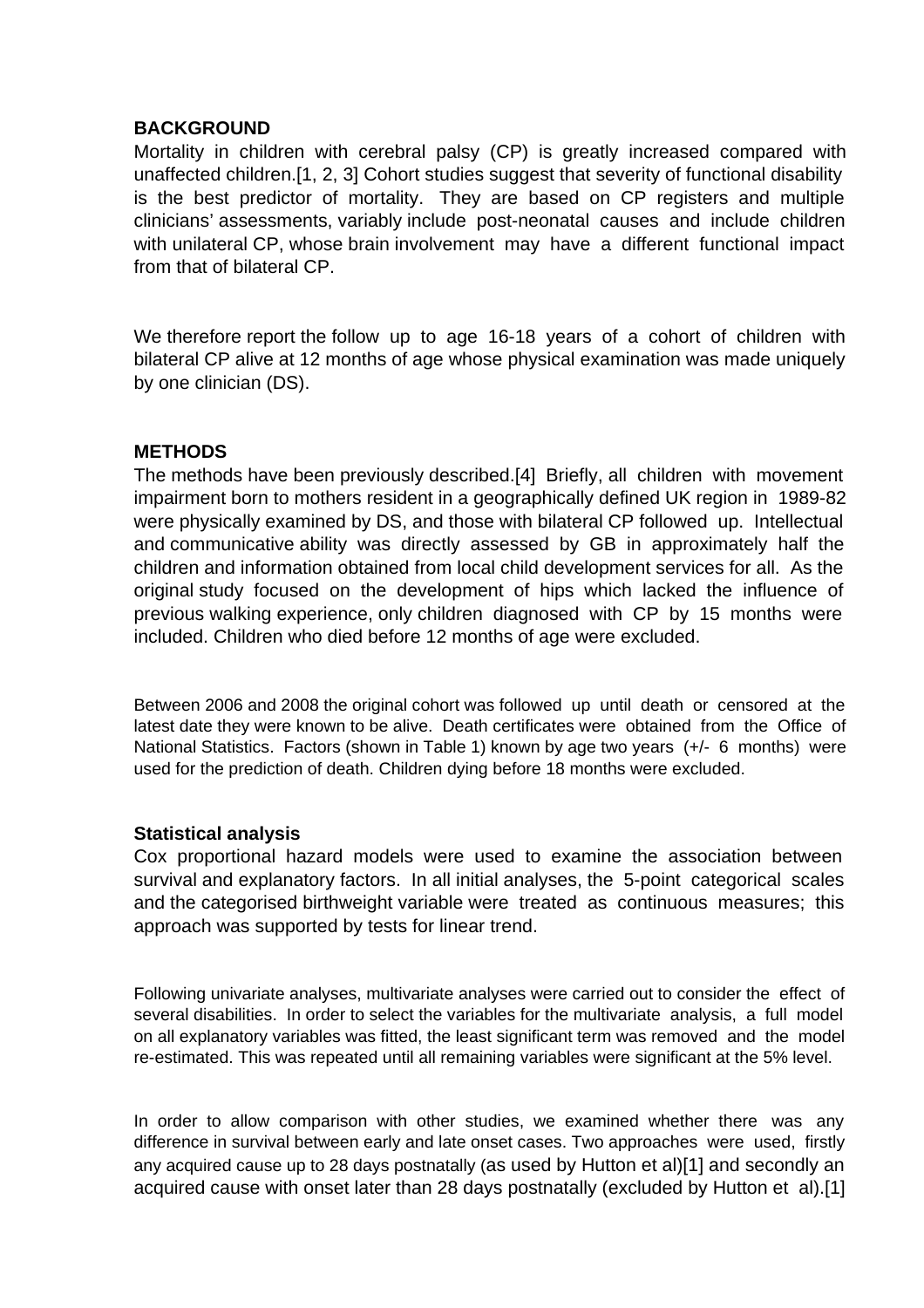## BACKGROUND

Mortality in children with cerebral palsy (CP) is greatly increased compared with unaffected children.[1, 2, 3] Cohort studies suggest that severity of functional disability is the best predictor of mortality. They are based on CP registers and multiple clinicians' assessments, variably include post-neonatal causes and include children with unilateral CP, whose brain involvement may have a different functional impact from that of bilateral CP.

We therefore report the follow up to age 16-18 years of a cohort of children with bilateral CP alive at 12 months of age whose physical examination was made uniquely by one clinician (DS).

## METHODS

The methods have been previously described.[4] Briefly, all children with movement impairment born to mothers resident in a geographically defined UK region in 1989-82 were physically examined by DS, and those with bilateral CP followed up. Intellectual and communicative ability was directly assessed by GB in approximately half the children and information obtained from local child development services for all. As the original study focused on the development of hips which lacked the influence of previous walking experience, only children diagnosed with CP by 15 months were included. Children who died before 12 months of age were excluded.

Between 2006 and 2008 the original cohort was followed up until death or censored at the latest date they were known to be alive. Death certificates were obtained from the Office of National Statistics. Factors (shown in Table 1) known by age two years (+/- 6 months) were used for the prediction of death. Children dying before 18 months were excluded.

### Statistical analysis

Cox proportional hazard models were used to examine the association between survival and explanatory factors. In all initial analyses, the 5-point categorical scales and the categorised birthweight variable were treated as continuous measures; this approach was supported by tests for linear trend.

Following univariate analyses, multivariate analyses were carried out to consider the effect of several disabilities. In order to select the variables for the multivariate analysis, a full model on all explanatory variables was fitted, the least significant term was removed and the model re-estimated. This was repeated until all remaining variables were significant at the 5% level.

In order to allow comparison with other studies, we examined whether there was any difference in survival between early and late onset cases. Two approaches were used, firstly any acquired cause up to 28 days postnatally (as used by Hutton et al)[1] and secondly an acquired cause with onset later than 28 days postnatally (excluded by Hutton et al).[1]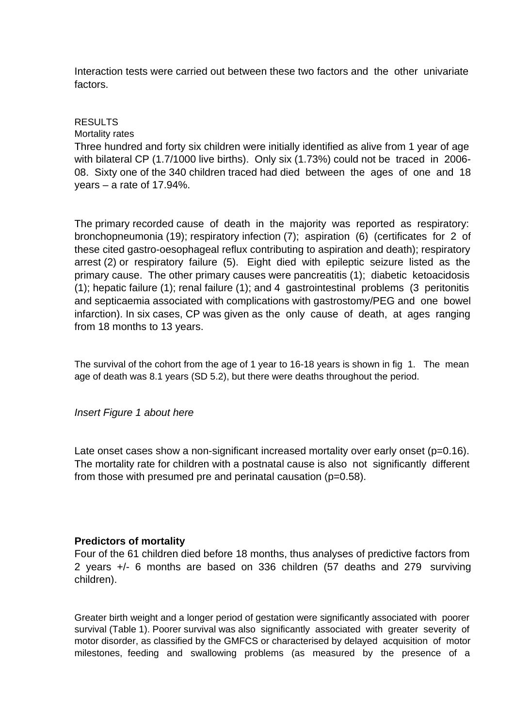Interaction tests were carried out between these two factors and the other univariate factors.

## RESULTS

### Mortality rates

Three hundred and forty six children were initially identified as alive from 1 year of age with bilateral CP (1.7/1000 live births). Only six (1.73%) could not be traced in 2006-08. Sixty one of the 340 children traced had died between the ages of one and 18 years – a rate of 17.94%.

The primary recorded cause of death in the majority was reported as respiratory: bronchopneumonia (19); respiratory infection (7); aspiration (6) (certificates for 2 of these cited gastro-oesophageal reflux contributing to aspiration and death); respiratory arrest (2) or respiratory failure (5). Eight died with epileptic seizure listed as the primary cause. The other primary causes were pancreatitis (1); diabetic ketoacidosis (1); hepatic failure (1); renal failure (1); and 4 gastrointestinal problems (3 peritonitis and septicaemia associated with complications with gastrostomy/PEG and one bowel infarction). In six cases, CP was given as the only cause of death, at ages ranging from 18 months to 13 years.

The survival of the cohort from the age of 1 year to 16-18 years is shown in fig 1. The mean age of death was 8.1 years (SD 5.2), but there were deaths throughout the period.

*Insert Figure 1 about here*

Late onset cases show a non-significant increased mortality over early onset (p=0.16). The mortality rate for children with a postnatal cause is also not significantly different from those with presumed pre and perinatal causation (p=0.58).

### Predictors of mortality

Four of the 61 children died before 18 months, thus analyses of predictive factors from 2 years +/- 6 months are based on 336 children (57 deaths and 279 surviving children).

Greater birth weight and a longer period of gestation were significantly associated with poorer survival (Table 1). Poorer survival was also significantly associated with greater severity of motor disorder, as classified by the GMFCS or characterised by delayed acquisition of motor milestones, feeding and swallowing problems (as measured by the presence of a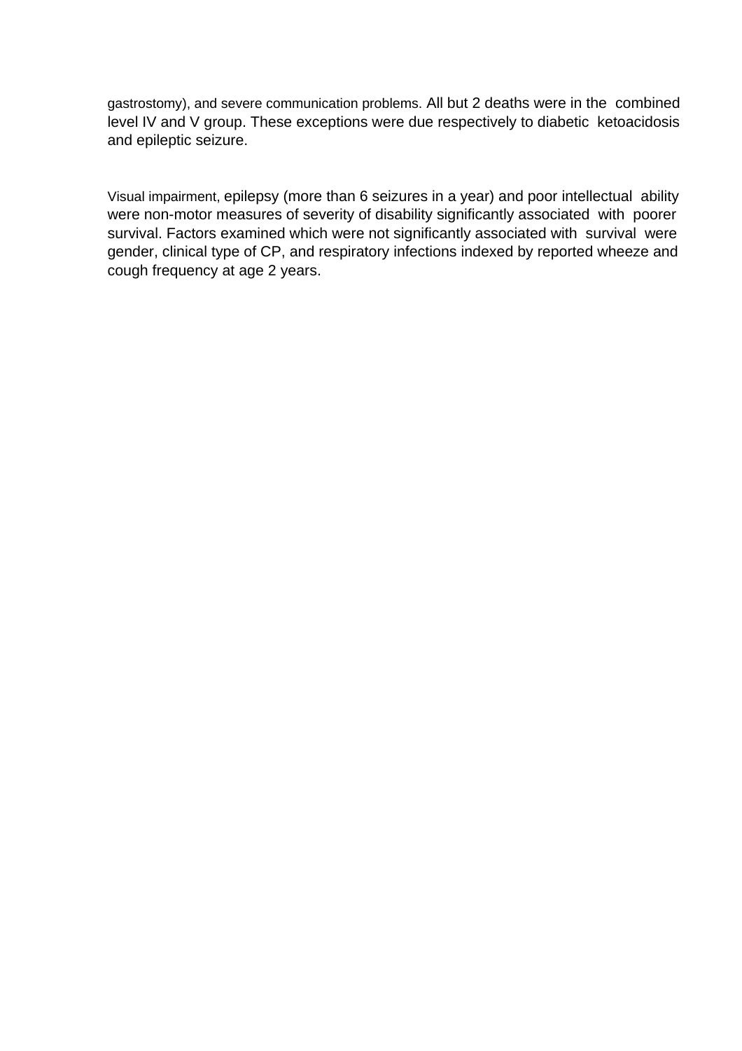gastrostomy), and severe communication problems. All but 2 deaths were in the combined level IV and V group. These exceptions were due respectively to diabetic ketoacidosis and epileptic seizure.

Visual impairment, epilepsy (more than 6 seizures in a year) and poor intellectual ability were non-motor measures of severity of disability significantly associated with poorer survival. Factors examined which were not significantly associated with survival were gender, clinical type of CP, and respiratory infections indexed by reported wheeze and cough frequency at age 2 years.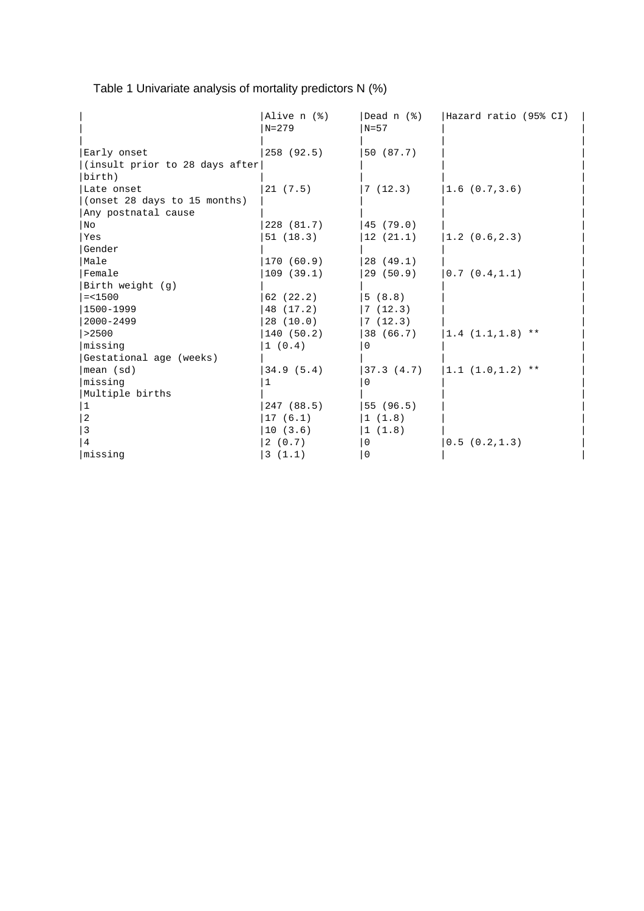Table 1 Univariate analysis of mortality predictors N (%)

| | Alive n (%) N=279 | Dead n (%) N=57 | Hazard ratio (95% CI) |
|---|---|---|---|
| Early onset (insult prior to 28 days after birth) | 258 (92.5) | 50 (87.7) | |
| Late onset (onset 28 days to 15 months) | 21 (7.5) | 7 (12.3) | 1.6 (0.7,3.6) |
| Any postnatal cause | | | |
| No | 228 (81.7) | 45 (79.0) | |
| Yes | 51 (18.3) | 12 (21.1) | 1.2 (0.6,2.3) |
| Gender | | | |
| Male | 170 (60.9) | 28 (49.1) | |
| Female | 109 (39.1) | 29 (50.9) | 0.7 (0.4,1.1) |
| Birth weight (g) | | | |
| =<1500 | 62 (22.2) | 5 (8.8) | |
| 1500-1999 | 48 (17.2) | 7 (12.3) | |
| 2000-2499 | 28 (10.0) | 7 (12.3) | |
| >2500 | 140 (50.2) | 38 (66.7) | 1.4 (1.1,1.8) ** |
| missing | 1 (0.4) | 0 | |
| Gestational age (weeks) | | | |
| mean (sd) | 34.9 (5.4) | 37.3 (4.7) | 1.1 (1.0,1.2) ** |
| missing | 1 | 0 | |
| Multiple births | | | |
| 1 | 247 (88.5) | 55 (96.5) | |
| 2 | 17 (6.1) | 1 (1.8) | |
| 3 | 10 (3.6) | 1 (1.8) | |
| 4 | 2 (0.7) | 0 | 0.5 (0.2,1.3) |
| missing | 3 (1.1) | 0 | |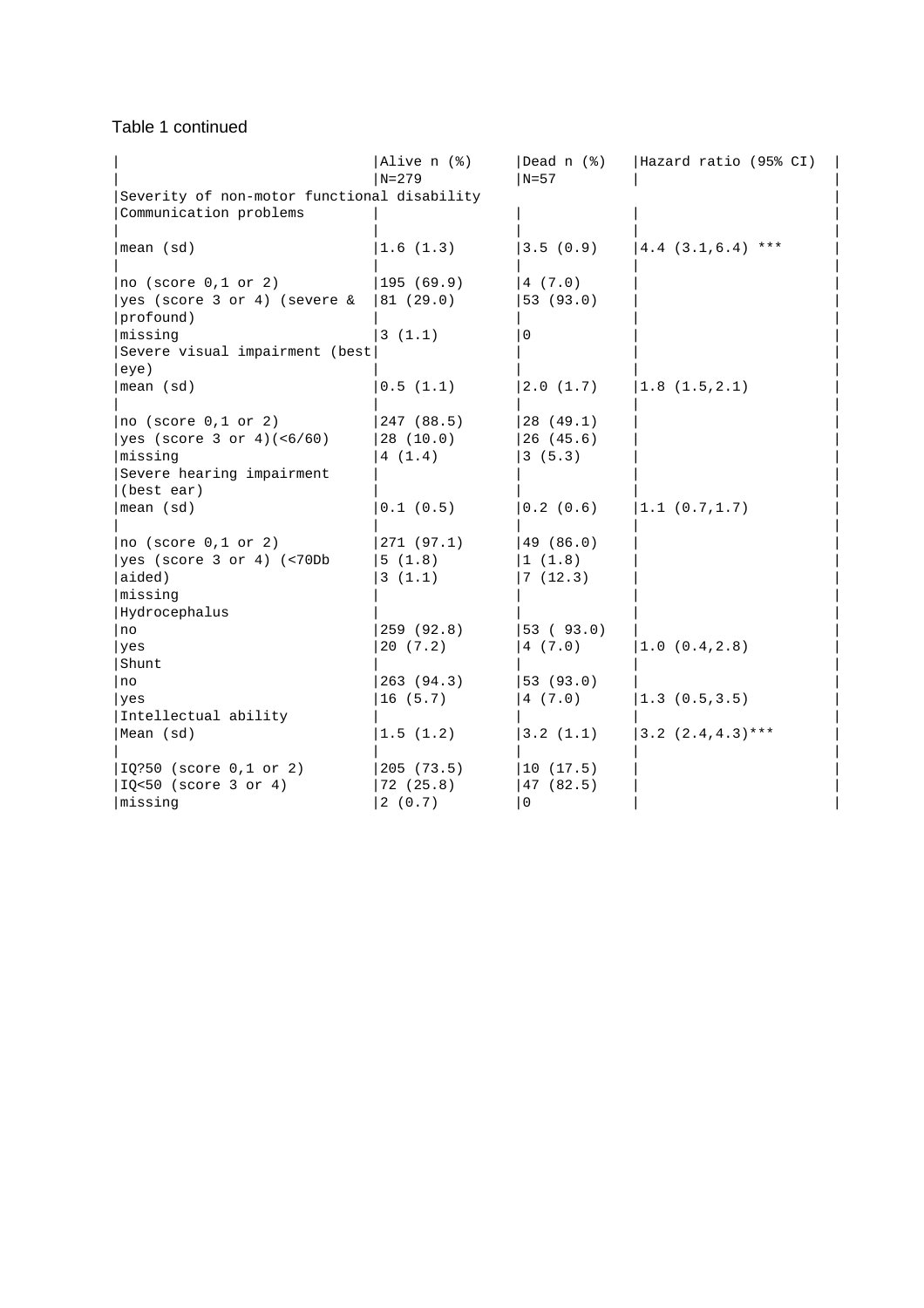Table 1 continued

| | Alive n (%) N=279 | Dead n (%) N=57 | Hazard ratio (95% CI) |
|---|---|---|---|
| Severity of non-motor functional disability | | | |
| Communication problems | | | |
| mean (sd) | 1.6 (1.3) | 3.5 (0.9) | 4.4 (3.1,6.4) *** |
| no (score 0,1 or 2) | 195 (69.9) | 4 (7.0) | |
| yes (score 3 or 4) (severe & profound) | 81 (29.0) | 53 (93.0) | |
| missing | 3 (1.1) | 0 | |
| Severe visual impairment (best eye) | | | |
| mean (sd) | 0.5 (1.1) | 2.0 (1.7) | 1.8 (1.5,2.1) |
| no (score 0,1 or 2) | 247 (88.5) | 28 (49.1) | |
| yes (score 3 or 4)(<6/60) | 28 (10.0) | 26 (45.6) | |
| missing | 4 (1.4) | 3 (5.3) | |
| Severe hearing impairment (best ear) | | | |
| mean (sd) | 0.1 (0.5) | 0.2 (0.6) | 1.1 (0.7,1.7) |
| no (score 0,1 or 2) | 271 (97.1) | 49 (86.0) | |
| yes (score 3 or 4) (<70Db aided) | 5 (1.8) | 1 (1.8) | |
| missing | 3 (1.1) | 7 (12.3) | |
| Hydrocephalus | | | |
| no | 259 (92.8) | 53 ( 93.0) | |
| yes | 20 (7.2) | 4 (7.0) | 1.0 (0.4,2.8) |
| Shunt | | | |
| no | 263 (94.3) | 53 (93.0) | |
| yes | 16 (5.7) | 4 (7.0) | 1.3 (0.5,3.5) |
| Intellectual ability | | | |
| Mean (sd) | 1.5 (1.2) | 3.2 (1.1) | 3.2 (2.4,4.3)*** |
| IQ?50 (score 0,1 or 2) | 205 (73.5) | 10 (17.5) | |
| IQ<50 (score 3 or 4) | 72 (25.8) | 47 (82.5) | |
| missing | 2 (0.7) | 0 | |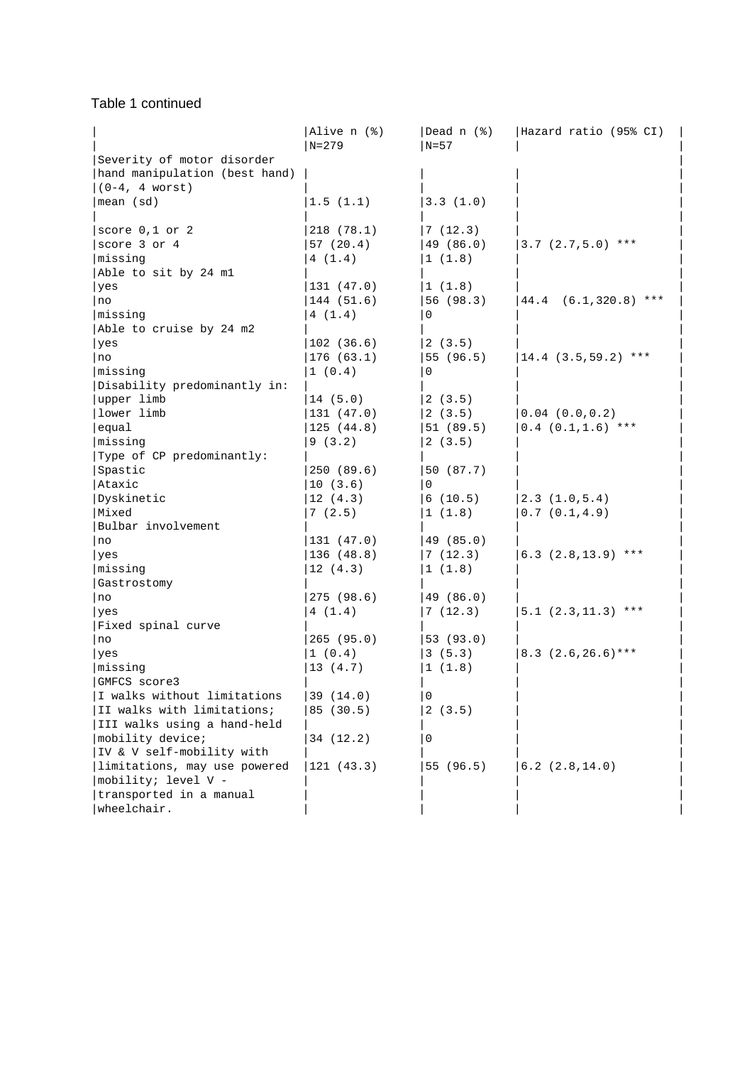Table 1 continued

| | Alive n (%) N=279 | Dead n (%) N=57 | Hazard ratio (95% CI) |
|---|---|---|---|
| Severity of motor disorder | | | |
| hand manipulation (best hand) (0-4, 4 worst) | | | |
| mean (sd) | 1.5 (1.1) | 3.3 (1.0) | |
| | | | |
| score 0,1 or 2 | 218 (78.1) | 7 (12.3) | |
| score 3 or 4 | 57 (20.4) | 49 (86.0) | 3.7 (2.7,5.0) *** |
| missing | 4 (1.4) | 1 (1.8) | |
| Able to sit by 24 m1 | | | |
| yes | 131 (47.0) | 1 (1.8) | |
| no | 144 (51.6) | 56 (98.3) | 44.4 (6.1,320.8) *** |
| missing | 4 (1.4) | 0 | |
| Able to cruise by 24 m2 | | | |
| yes | 102 (36.6) | 2 (3.5) | |
| no | 176 (63.1) | 55 (96.5) | 14.4 (3.5,59.2) *** |
| missing | 1 (0.4) | 0 | |
| Disability predominantly in: | | | |
| upper limb | 14 (5.0) | 2 (3.5) | |
| lower limb | 131 (47.0) | 2 (3.5) | 0.04 (0.0,0.2) |
| equal | 125 (44.8) | 51 (89.5) | 0.4 (0.1,1.6) *** |
| missing | 9 (3.2) | 2 (3.5) | |
| Type of CP predominantly: | | | |
| Spastic | 250 (89.6) | 50 (87.7) | |
| Ataxic | 10 (3.6) | 0 | |
| Dyskinetic | 12 (4.3) | 6 (10.5) | 2.3 (1.0,5.4) |
| Mixed | 7 (2.5) | 1 (1.8) | 0.7 (0.1,4.9) |
| Bulbar involvement | | | |
| no | 131 (47.0) | 49 (85.0) | |
| yes | 136 (48.8) | 7 (12.3) | 6.3 (2.8,13.9) *** |
| missing | 12 (4.3) | 1 (1.8) | |
| Gastrostomy | | | |
| no | 275 (98.6) | 49 (86.0) | |
| yes | 4 (1.4) | 7 (12.3) | 5.1 (2.3,11.3) *** |
| Fixed spinal curve | | | |
| no | 265 (95.0) | 53 (93.0) | |
| yes | 1 (0.4) | 3 (5.3) | 8.3 (2.6,26.6)*** |
| missing | 13 (4.7) | 1 (1.8) | |
| GMFCS score3 | | | |
| I walks without limitations | 39 (14.0) | 0 | |
| II walks with limitations; | 85 (30.5) | 2 (3.5) | |
| III walks using a hand-held mobility device; | 34 (12.2) | 0 | |
| IV & V self-mobility with limitations, may use powered mobility; level V - transported in a manual wheelchair. | 121 (43.3) | 55 (96.5) | 6.2 (2.8,14.0) |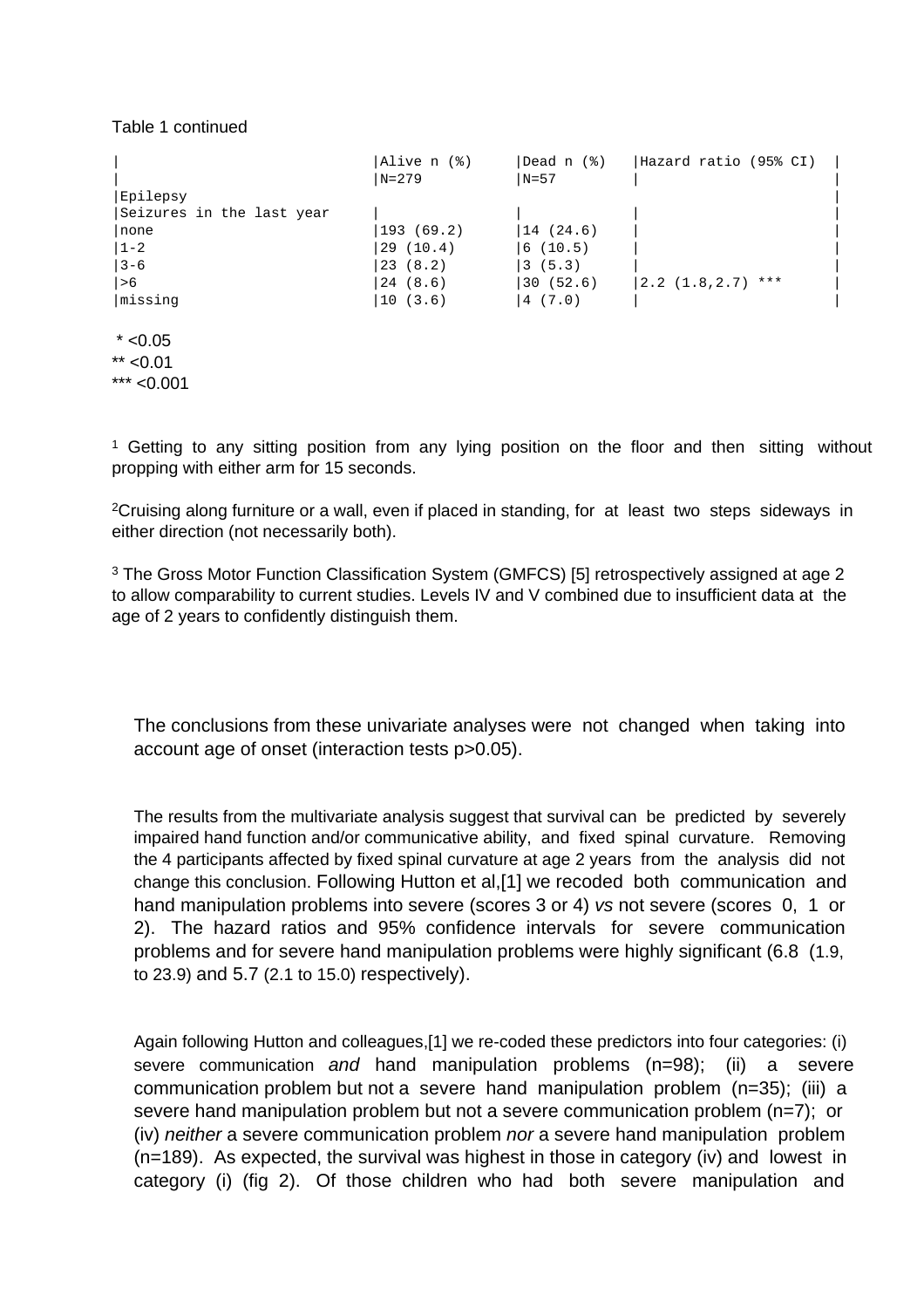Table 1 continued

| | Alive n (%) N=279 | Dead n (%) N=57 | Hazard ratio (95% CI) |
|---|---|---|---|
| Epilepsy | | | |
| Seizures in the last year | | | |
| none | 193 (69.2) | 14 (24.6) | |
| 1-2 | 29 (10.4) | 6 (10.5) | |
| 3-6 | 23 (8.2) | 3 (5.3) | |
| >6 | 24 (8.6) | 30 (52.6) | 2.2 (1.8,2.7) *** |
| missing | 10 (3.6) | 4 (7.0) | |

\* <0.05
** <0.01
*** <0.001

[1] Getting to any sitting position from any lying position on the floor and then sitting without propping with either arm for 15 seconds.

[2]Cruising along furniture or a wall, even if placed in standing, for at least two steps sideways in either direction (not necessarily both).

[3] The Gross Motor Function Classification System (GMFCS) [5] retrospectively assigned at age 2 to allow comparability to current studies. Levels IV and V combined due to insufficient data at the age of 2 years to confidently distinguish them.

The conclusions from these univariate analyses were not changed when taking into account age of onset (interaction tests p>0.05).

The results from the multivariate analysis suggest that survival can be predicted by severely impaired hand function and/or communicative ability, and fixed spinal curvature. Removing the 4 participants affected by fixed spinal curvature at age 2 years from the analysis did not change this conclusion. Following Hutton et al,[1] we recoded both communication and hand manipulation problems into severe (scores 3 or 4) *vs* not severe (scores 0, 1 or 2). The hazard ratios and 95% confidence intervals for severe communication problems and for severe hand manipulation problems were highly significant (6.8 (1.9, to 23.9) and 5.7 (2.1 to 15.0) respectively).

Again following Hutton and colleagues,[1] we re-coded these predictors into four categories: (i) severe communication *and* hand manipulation problems (n=98); (ii) a severe communication problem but not a severe hand manipulation problem (n=35); (iii) a severe hand manipulation problem but not a severe communication problem (n=7); or (iv) *neither* a severe communication problem *nor* a severe hand manipulation problem (n=189). As expected, the survival was highest in those in category (iv) and lowest in category (i) (fig 2). Of those children who had both severe manipulation and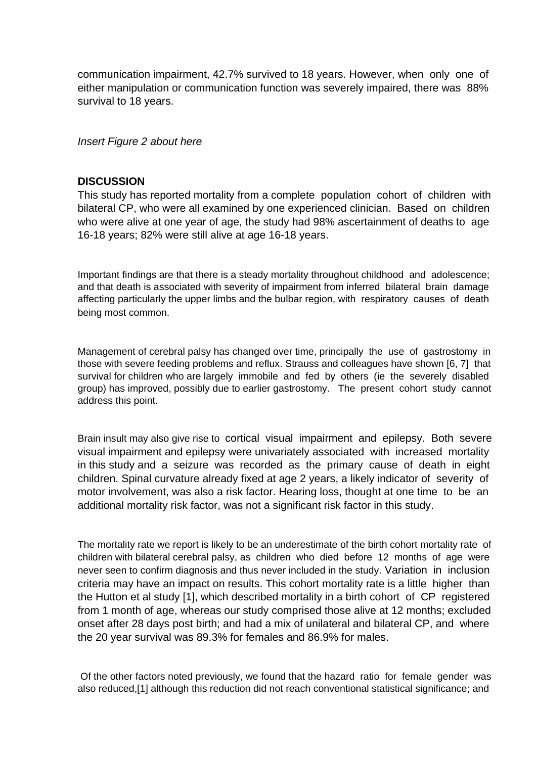communication impairment, 42.7% survived to 18 years. However, when only one of either manipulation or communication function was severely impaired, there was 88% survival to 18 years.

*Insert Figure 2 about here*

**DISCUSSION**

This study has reported mortality from a complete population cohort of children with bilateral CP, who were all examined by one experienced clinician. Based on children who were alive at one year of age, the study had 98% ascertainment of deaths to age 16-18 years; 82% were still alive at age 16-18 years.

Important findings are that there is a steady mortality throughout childhood and adolescence; and that death is associated with severity of impairment from inferred bilateral brain damage affecting particularly the upper limbs and the bulbar region, with respiratory causes of death being most common.

Management of cerebral palsy has changed over time, principally the use of gastrostomy in those with severe feeding problems and reflux. Strauss and colleagues have shown [6, 7] that survival for children who are largely immobile and fed by others (ie the severely disabled group) has improved, possibly due to earlier gastrostomy. The present cohort study cannot address this point.

Brain insult may also give rise to cortical visual impairment and epilepsy. Both severe visual impairment and epilepsy were univariately associated with increased mortality in this study and a seizure was recorded as the primary cause of death in eight children. Spinal curvature already fixed at age 2 years, a likely indicator of severity of motor involvement, was also a risk factor. Hearing loss, thought at one time to be an additional mortality risk factor, was not a significant risk factor in this study.

The mortality rate we report is likely to be an underestimate of the birth cohort mortality rate of children with bilateral cerebral palsy, as children who died before 12 months of age were never seen to confirm diagnosis and thus never included in the study. Variation in inclusion criteria may have an impact on results. This cohort mortality rate is a little higher than the Hutton et al study [1], which described mortality in a birth cohort of CP registered from 1 month of age, whereas our study comprised those alive at 12 months; excluded onset after 28 days post birth; and had a mix of unilateral and bilateral CP, and where the 20 year survival was 89.3% for females and 86.9% for males.

Of the other factors noted previously, we found that the hazard ratio for female gender was also reduced,[1] although this reduction did not reach conventional statistical significance; and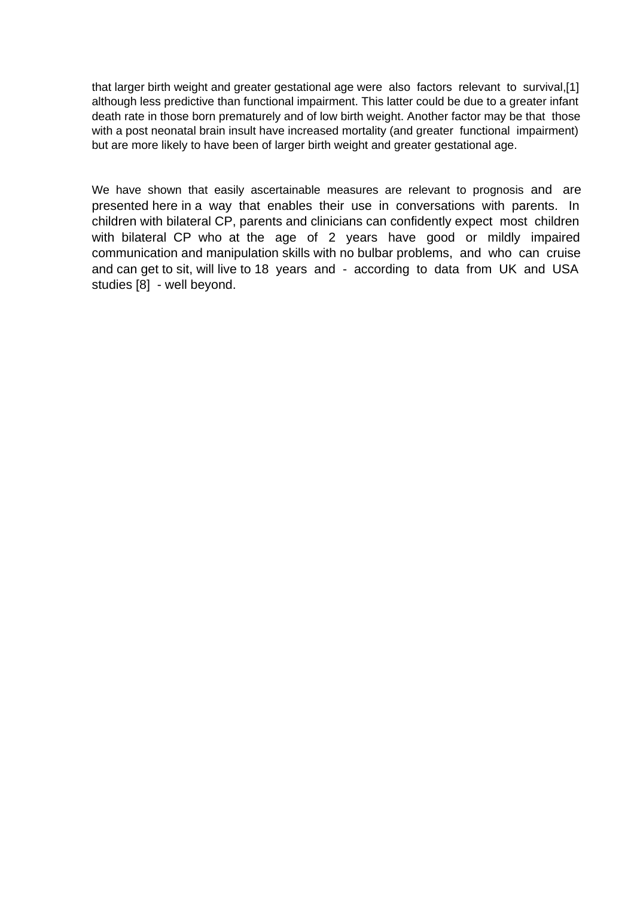that larger birth weight and greater gestational age were also factors relevant to survival,[1] although less predictive than functional impairment. This latter could be due to a greater infant death rate in those born prematurely and of low birth weight. Another factor may be that those with a post neonatal brain insult have increased mortality (and greater functional impairment) but are more likely to have been of larger birth weight and greater gestational age.

We have shown that easily ascertainable measures are relevant to prognosis and are presented here in a way that enables their use in conversations with parents. In children with bilateral CP, parents and clinicians can confidently expect most children with bilateral CP who at the age of 2 years have good or mildly impaired communication and manipulation skills with no bulbar problems, and who can cruise and can get to sit, will live to 18 years and - according to data from UK and USA studies [8] - well beyond.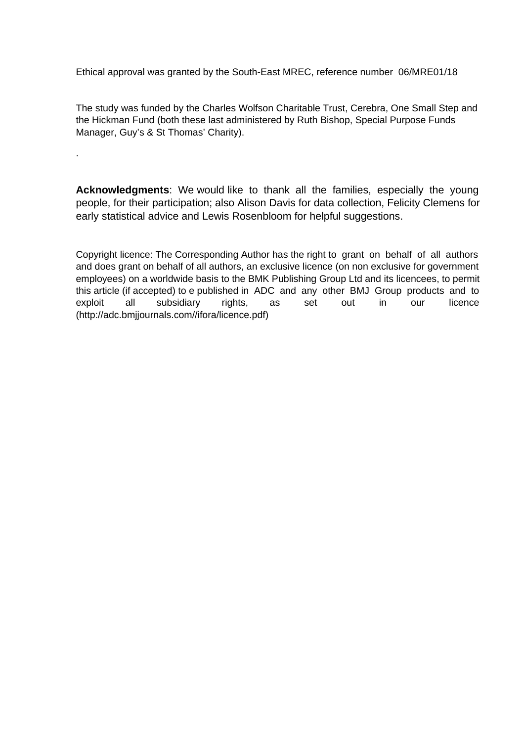Ethical approval was granted by the South-East MREC, reference number 06/MRE01/18

The study was funded by the Charles Wolfson Charitable Trust, Cerebra, One Small Step and the Hickman Fund (both these last administered by Ruth Bishop, Special Purpose Funds Manager, Guy's & St Thomas' Charity).

.

**Acknowledgments**: We would like to thank all the families, especially the young people, for their participation; also Alison Davis for data collection, Felicity Clemens for early statistical advice and Lewis Rosenbloom for helpful suggestions.

Copyright licence: The Corresponding Author has the right to grant on behalf of all authors and does grant on behalf of all authors, an exclusive licence (on non exclusive for government employees) on a worldwide basis to the BMK Publishing Group Ltd and its licencees, to permit this article (if accepted) to e published in ADC and any other BMJ Group products and to exploit all subsidiary rights, as set out in our licence (http://adc.bmjjournals.com//ifora/licence.pdf)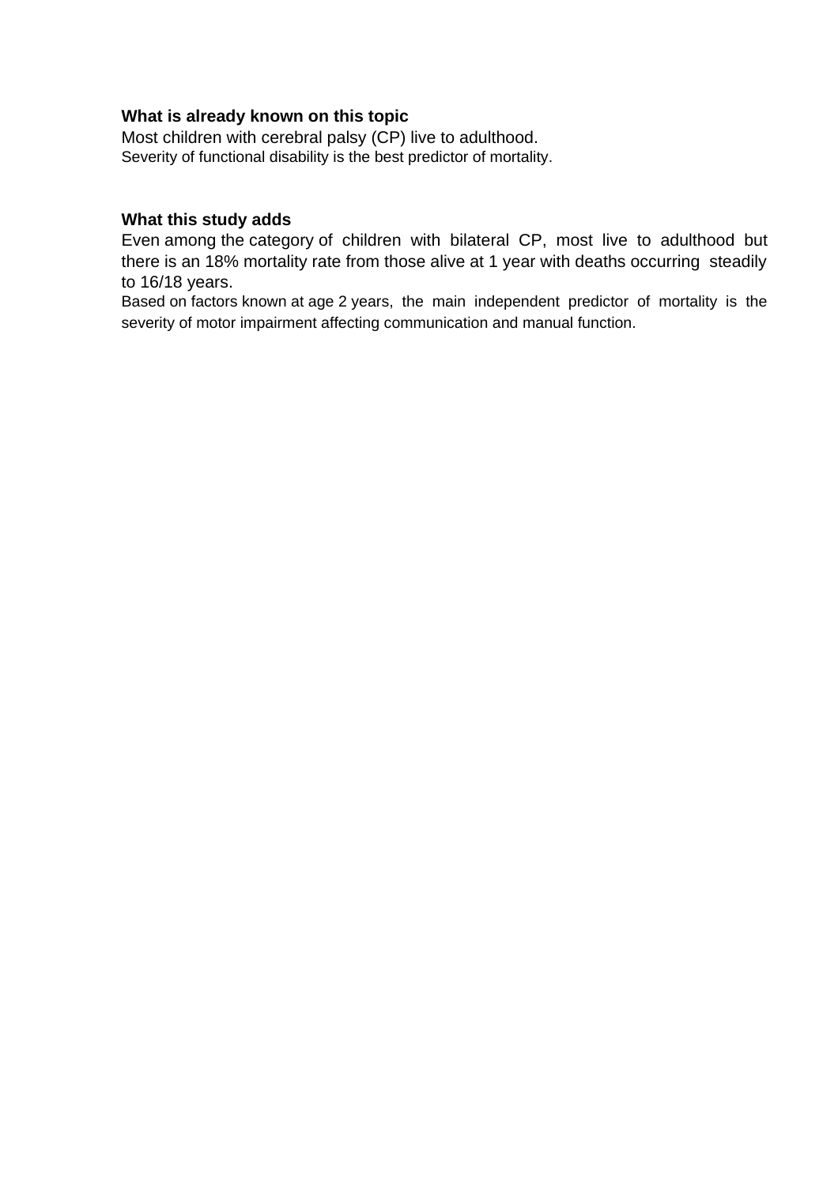**What is already known on this topic**

Most children with cerebral palsy (CP) live to adulthood.

Severity of functional disability is the best predictor of mortality.

**What this study adds**

Even among the category of children with bilateral CP, most live to adulthood but there is an 18% mortality rate from those alive at 1 year with deaths occurring steadily to 16/18 years.

Based on factors known at age 2 years, the main independent predictor of mortality is the severity of motor impairment affecting communication and manual function.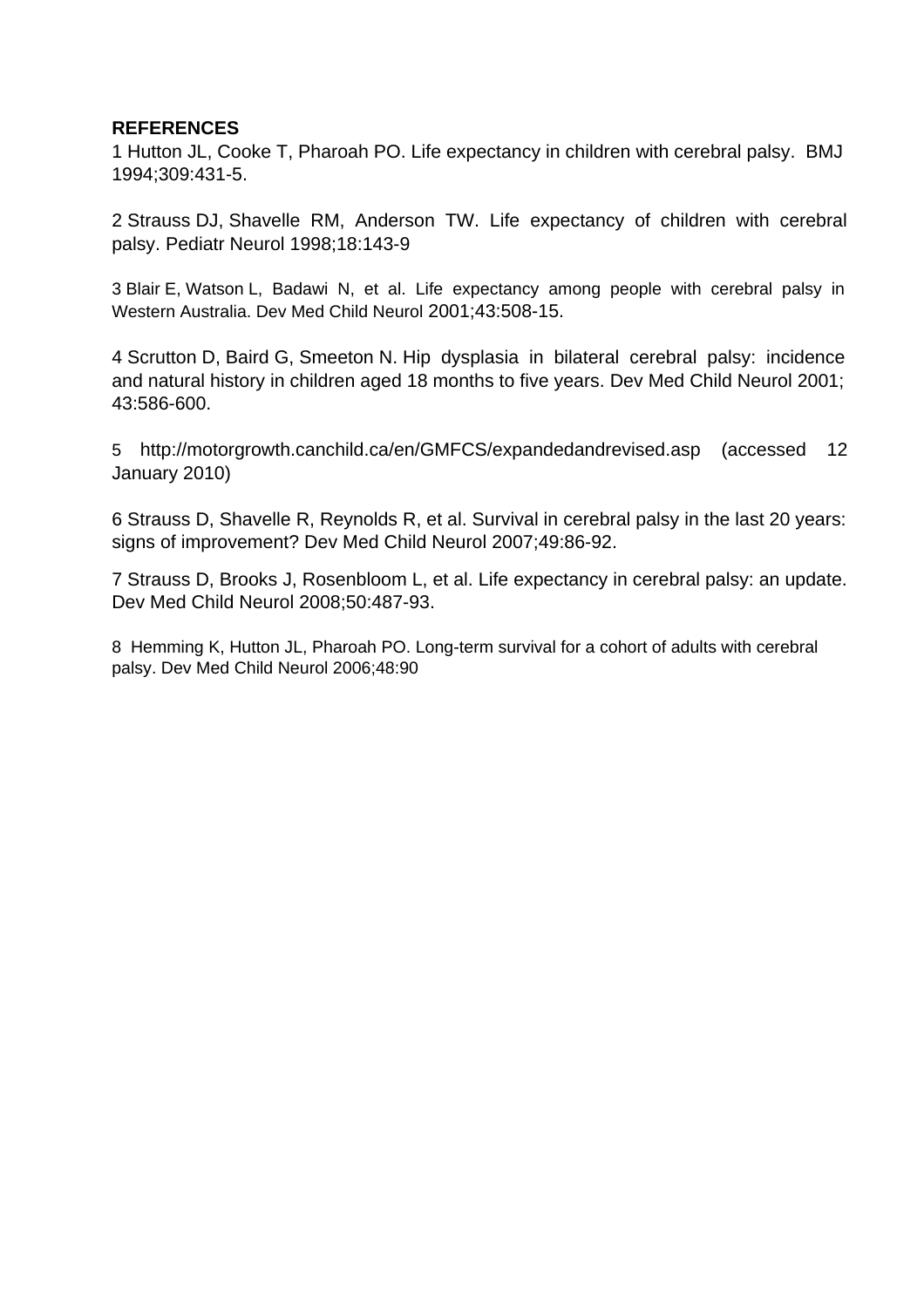**REFERENCES**

1 Hutton JL, Cooke T, Pharoah PO. Life expectancy in children with cerebral palsy. BMJ 1994;309:431-5.

2 Strauss DJ, Shavelle RM, Anderson TW. Life expectancy of children with cerebral palsy. Pediatr Neurol 1998;18:143-9

3 Blair E, Watson L, Badawi N, et al. Life expectancy among people with cerebral palsy in Western Australia. Dev Med Child Neurol 2001;43:508-15.

4 Scrutton D, Baird G, Smeeton N. Hip dysplasia in bilateral cerebral palsy: incidence and natural history in children aged 18 months to five years. Dev Med Child Neurol 2001; 43:586-600.

5 http://motorgrowth.canchild.ca/en/GMFCS/expandedandrevised.asp (accessed 12 January 2010)

6 Strauss D, Shavelle R, Reynolds R, et al. Survival in cerebral palsy in the last 20 years: signs of improvement? Dev Med Child Neurol 2007;49:86-92.

7 Strauss D, Brooks J, Rosenbloom L, et al. Life expectancy in cerebral palsy: an update. Dev Med Child Neurol 2008;50:487-93.

8 Hemming K, Hutton JL, Pharoah PO. Long-term survival for a cohort of adults with cerebral palsy. Dev Med Child Neurol 2006;48:90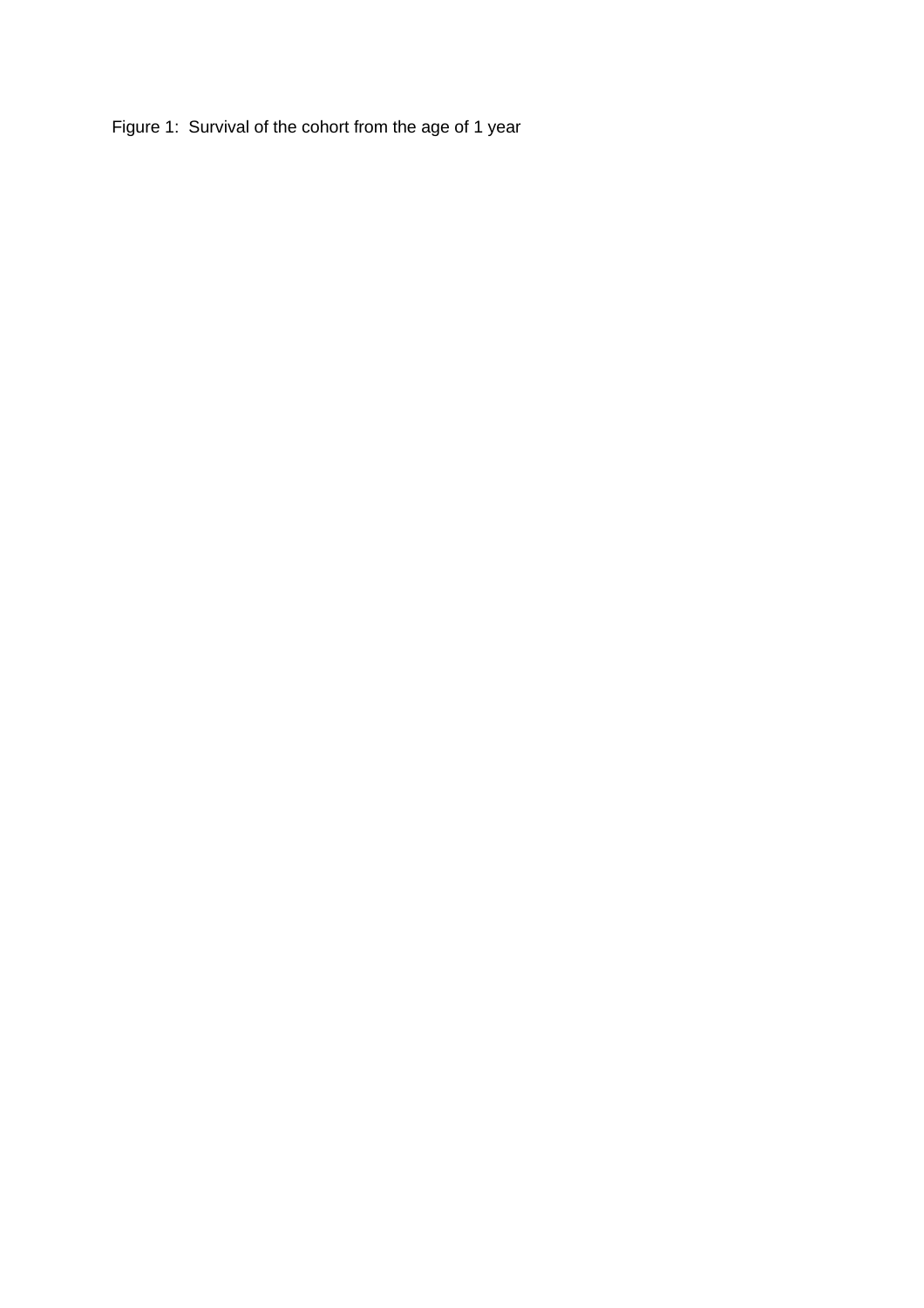Figure 1: Survival of the cohort from the age of 1 year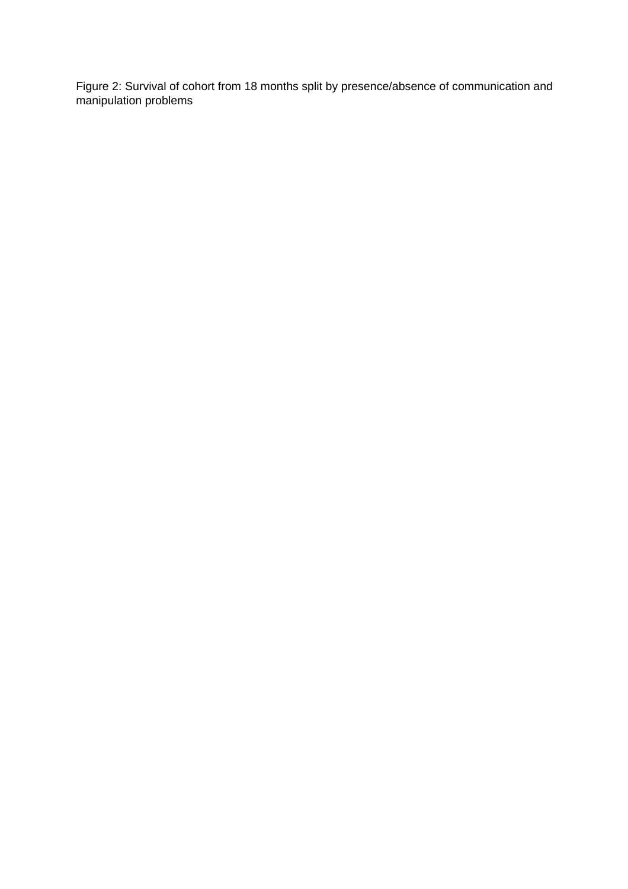Figure 2: Survival of cohort from 18 months split by presence/absence of communication and manipulation problems